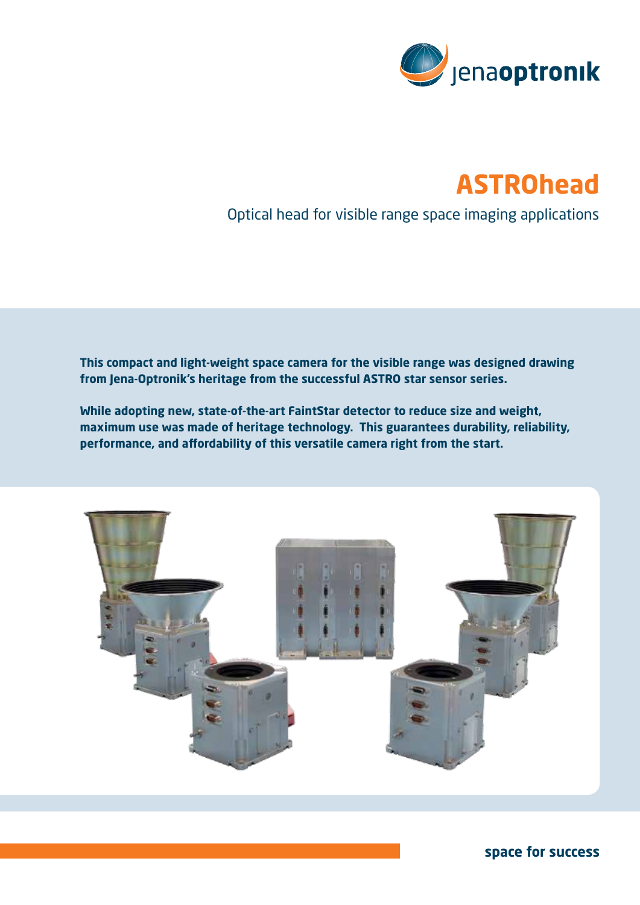jenaoptronik

# ASTROhead

Optical head for visible range space imaging applications

**This compact and light-weight space camera for the visible range was designed drawing from Jena-Optronik's heritage from the successful ASTRO star sensor series.**

**While adopting new, state-of-the-art FaintStar detector to reduce size and weight, maximum use was made of heritage technology. This guarantees durability, reliability, performance, and affordability of this versatile camera right from the start.**

**space for success**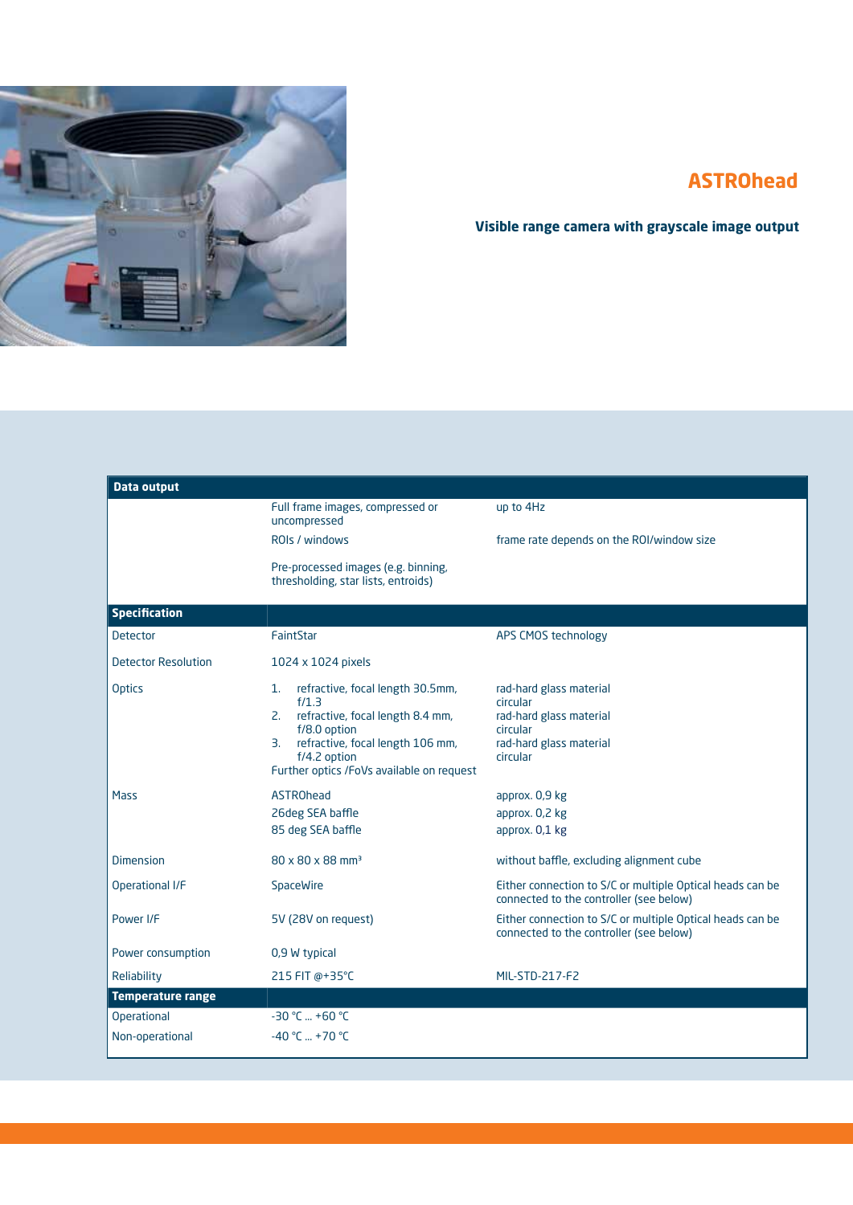## ASTROhead

**Visible range camera with grayscale image output**

| **Data output** | | |
|---|---|---|
| | Full frame images, compressed or uncompressed | up to 4Hz |
| | ROIs / windows | frame rate depends on the ROI/window size |
| | Pre-processed images (e.g. binning, thresholding, star lists, entroids) | |
| **Specification** | | |
| Detector | FaintStar | APS CMOS technology |
| Detector Resolution | 1024 x 1024 pixels | |
| Optics | 1. refractive, focal length 30.5mm, f/1.3<br>2. refractive, focal length 8.4 mm, f/8.0 option<br>3. refractive, focal length 106 mm, f/4.2 option<br>Further optics /FoVs available on request | rad-hard glass material circular<br>rad-hard glass material circular<br>rad-hard glass material circular |
| Mass | ASTROhead<br>26deg SEA baffle<br>85 deg SEA baffle | approx. 0,9 kg<br>approx. 0,2 kg<br>approx. 0,1 kg |
| Dimension | 80 x 80 x 88 mm³ | without baffle, excluding alignment cube |
| Operational I/F | SpaceWire | Either connection to S/C or multiple Optical heads can be connected to the controller (see below) |
| Power I/F | 5V (28V on request) | Either connection to S/C or multiple Optical heads can be connected to the controller (see below) |
| Power consumption | 0,9 W typical | |
| Reliability | 215 FIT @+35°C | MIL-STD-217-F2 |
| **Temperature range** | | |
| Operational | -30 °C ... +60 °C | |
| Non-operational | -40 °C ... +70 °C | |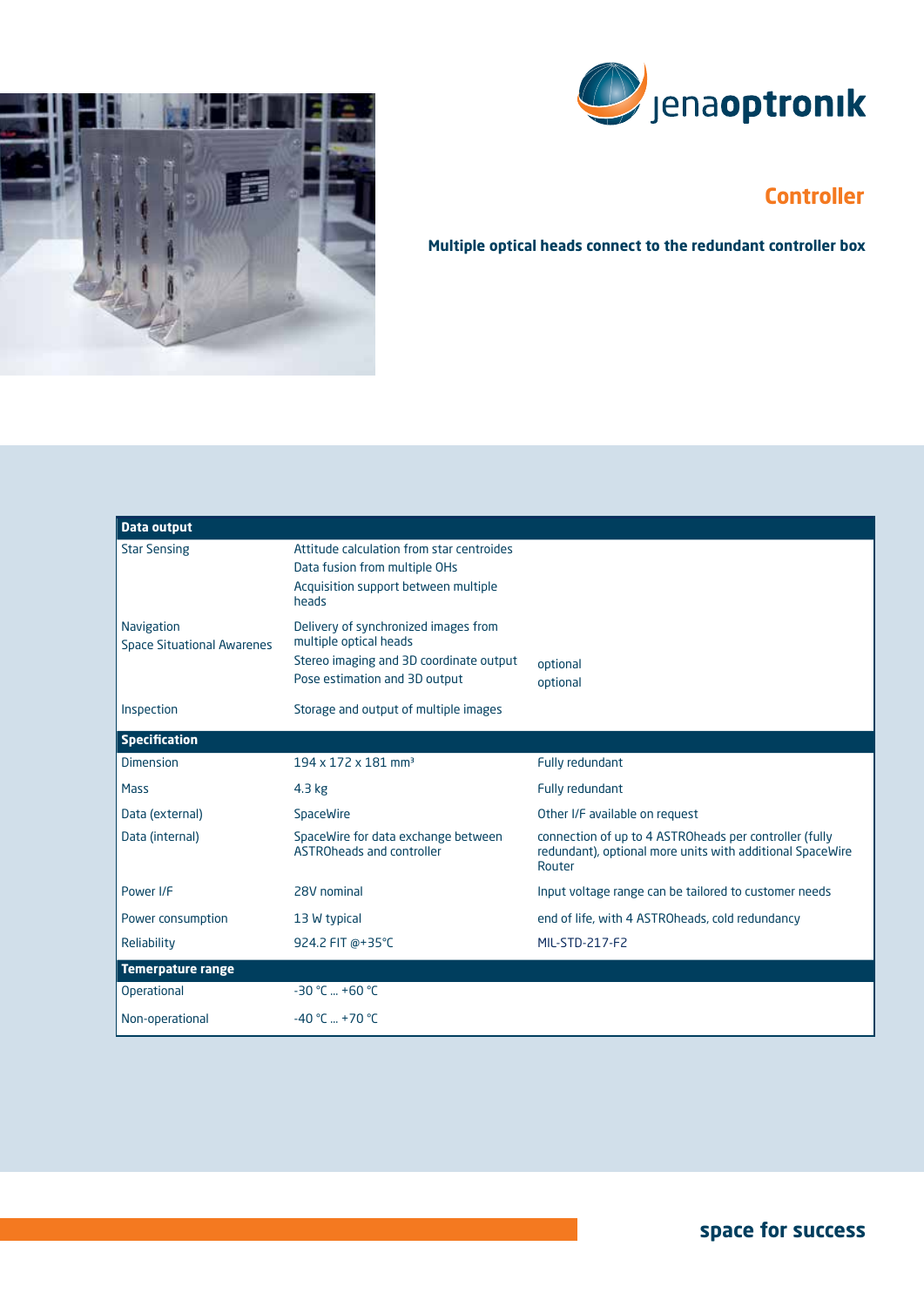## Controller

**Multiple optical heads connect to the redundant controller box**

| **Data output** | | |
|---|---|---|
| Star Sensing | Attitude calculation from star centroides<br>Data fusion from multiple OHs<br>Acquisition support between multiple heads | |
| Navigation<br>Space Situational Awarenes | Delivery of synchronized images from multiple optical heads<br>Stereo imaging and 3D coordinate output<br>Pose estimation and 3D output | <br><br>optional<br>optional |
| Inspection | Storage and output of multiple images | |
| **Specification** | | |
| Dimension | 194 x 172 x 181 mm³ | Fully redundant |
| Mass | 4.3 kg | Fully redundant |
| Data (external) | SpaceWire | Other I/F available on request |
| Data (internal) | SpaceWire for data exchange between ASTROheads and controller | connection of up to 4 ASTROheads per controller (fully redundant), optional more units with additional SpaceWire Router |
| Power I/F | 28V nominal | Input voltage range can be tailored to customer needs |
| Power consumption | 13 W typical | end of life, with 4 ASTROheads, cold redundancy |
| Reliability | 924.2 FIT @+35°C | MIL-STD-217-F2 |
| **Temerpature range** | | |
| Operational | -30 °C ... +60 °C | |
| Non-operational | -40 °C ... +70 °C | |

**space for success**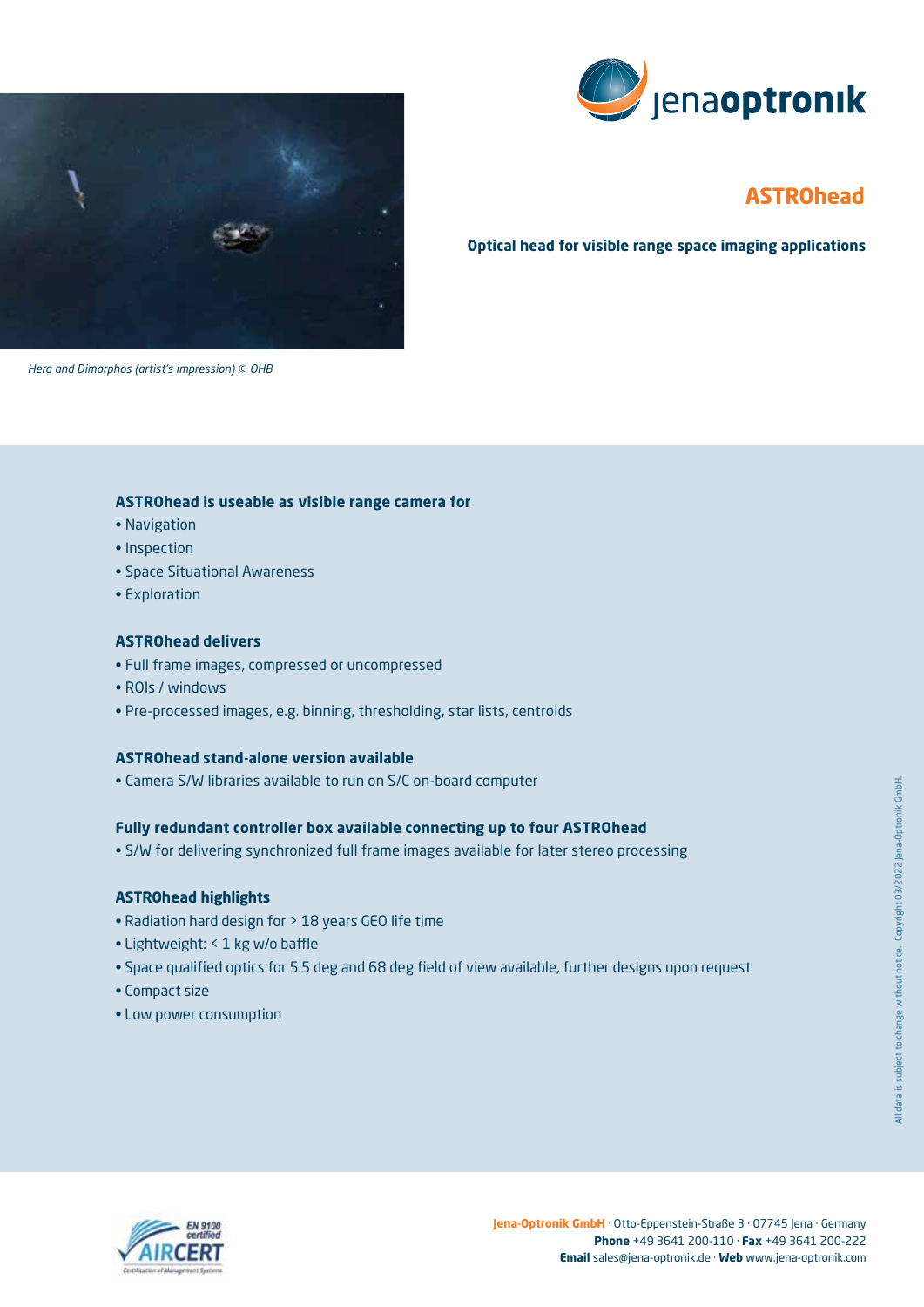*Hera and Dimorphos (artist's impression) © OHB*

# ASTROhead

**Optical head for visible range space imaging applications**

### ASTROhead is useable as visible range camera for

- Navigation
- Inspection
- Space Situational Awareness
- Exploration

### ASTROhead delivers

- Full frame images, compressed or uncompressed
- ROIs / windows
- Pre-processed images, e.g. binning, thresholding, star lists, centroids

### ASTROhead stand-alone version available

- Camera S/W libraries available to run on S/C on-board computer

### Fully redundant controller box available connecting up to four ASTROhead

- S/W for delivering synchronized full frame images available for later stereo processing

### ASTROhead highlights

- Radiation hard design for > 18 years GEO life time
- Lightweight: < 1 kg w/o baffle
- Space qualified optics for 5.5 deg and 68 deg field of view available, further designs upon request
- Compact size
- Low power consumption

All data is subject to change without notice. Copyright 03/2022 Jena-Optronik GmbH.

**Jena-Optronik GmbH** · Otto-Eppenstein-Straße 3 · 07745 Jena · Germany
**Phone** +49 3641 200-110 · **Fax** +49 3641 200-222
**Email** sales@jena-optronik.de · **Web** www.jena-optronik.com